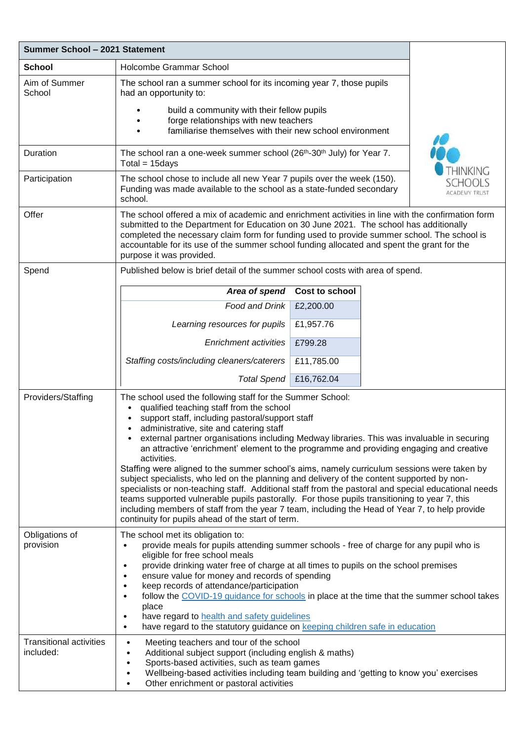| Summer School – 2021 Statement | |
|---|---|
| **School** | Holcombe Grammar School |
| Aim of Summer School | The school ran a summer school for its incoming year 7, those pupils had an opportunity to:<br>• build a community with their fellow pupils<br>• forge relationships with new teachers<br>• familiarise themselves with their new school environment |
| Duration | The school ran a one-week summer school (26th-30th July) for Year 7. Total = 15days |
| Participation | The school chose to include all new Year 7 pupils over the week (150). Funding was made available to the school as a state-funded secondary school. |
| Offer | The school offered a mix of academic and enrichment activities in line with the confirmation form submitted to the Department for Education on 30 June 2021. The school has additionally completed the necessary claim form for funding used to provide summer school. The school is accountable for its use of the summer school funding allocated and spent the grant for the purpose it was provided. |
| Spend | Published below is brief detail of the summer school costs with area of spend. |

| *Area of spend* | **Cost to school** |
|---|---|
| *Food and Drink* | £2,200.00 |
| *Learning resources for pupils* | £1,957.76 |
| *Enrichment activities* | £799.28 |
| *Staffing costs/including cleaners/caterers* | £11,785.00 |
| *Total Spend* | £16,762.04 |

| | |
|---|---|
| Providers/Staffing | The school used the following staff for the Summer School:<br>• qualified teaching staff from the school<br>• support staff, including pastoral/support staff<br>• administrative, site and catering staff<br>• external partner organisations including Medway libraries. This was invaluable in securing an attractive 'enrichment' element to the programme and providing engaging and creative activities.<br>Staffing were aligned to the summer school's aims, namely curriculum sessions were taken by subject specialists, who led on the planning and delivery of the content supported by non-specialists or non-teaching staff. Additional staff from the pastoral and special educational needs teams supported vulnerable pupils pastorally. For those pupils transitioning to year 7, this including members of staff from the year 7 team, including the Head of Year 7, to help provide continuity for pupils ahead of the start of term. |
| Obligations of provision | The school met its obligation to:<br>• provide meals for pupils attending summer schools - free of charge for any pupil who is eligible for free school meals<br>• provide drinking water free of charge at all times to pupils on the school premises<br>• ensure value for money and records of spending<br>• keep records of attendance/participation<br>• follow the COVID-19 guidance for schools in place at the time that the summer school takes place<br>• have regard to health and safety guidelines<br>• have regard to the statutory guidance on keeping children safe in education |
| Transitional activities included: | • Meeting teachers and tour of the school<br>• Additional subject support (including english & maths)<br>• Sports-based activities, such as team games<br>• Wellbeing-based activities including team building and 'getting to know you' exercises<br>• Other enrichment or pastoral activities |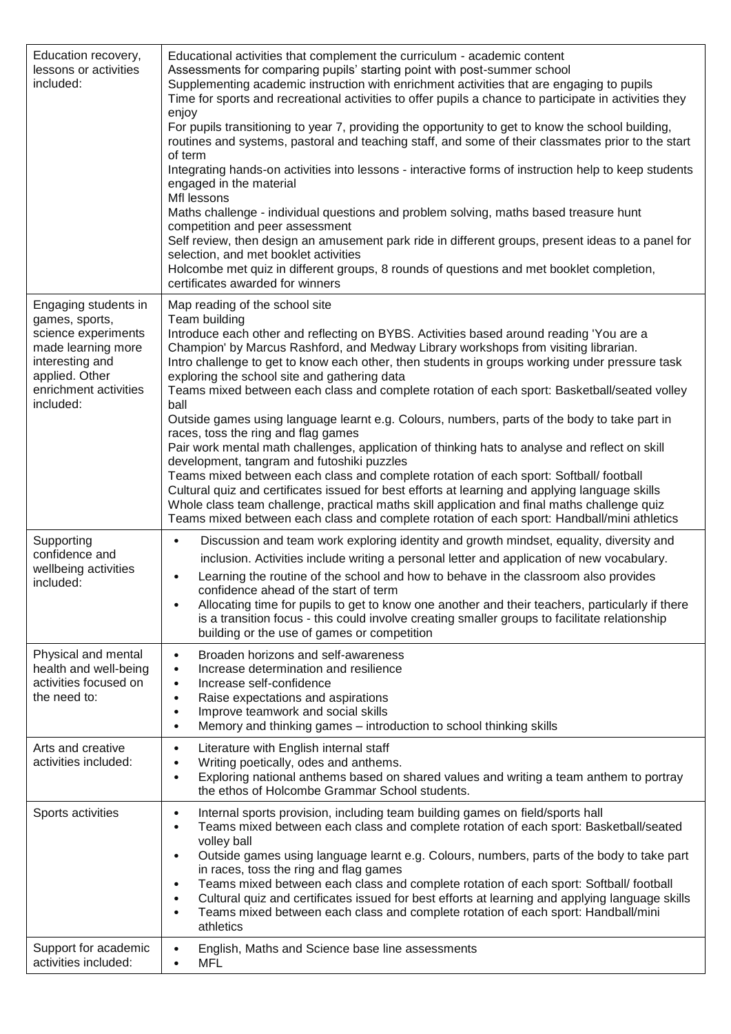| | |
|---|---|
| Education recovery, lessons or activities included: | Educational activities that complement the curriculum - academic content<br>Assessments for comparing pupils' starting point with post-summer school<br>Supplementing academic instruction with enrichment activities that are engaging to pupils<br>Time for sports and recreational activities to offer pupils a chance to participate in activities they enjoy<br>For pupils transitioning to year 7, providing the opportunity to get to know the school building, routines and systems, pastoral and teaching staff, and some of their classmates prior to the start of term<br>Integrating hands-on activities into lessons - interactive forms of instruction help to keep students engaged in the material<br>Mfl lessons<br>Maths challenge - individual questions and problem solving, maths based treasure hunt competition and peer assessment<br>Self review, then design an amusement park ride in different groups, present ideas to a panel for selection, and met booklet activities<br>Holcombe met quiz in different groups, 8 rounds of questions and met booklet completion, certificates awarded for winners |
| Engaging students in games, sports, science experiments made learning more interesting and applied. Other enrichment activities included: | Map reading of the school site<br>Team building<br>Introduce each other and reflecting on BYBS. Activities based around reading 'You are a Champion' by Marcus Rashford, and Medway Library workshops from visiting librarian.<br>Intro challenge to get to know each other, then students in groups working under pressure task exploring the school site and gathering data<br>Teams mixed between each class and complete rotation of each sport: Basketball/seated volley ball<br>Outside games using language learnt e.g. Colours, numbers, parts of the body to take part in races, toss the ring and flag games<br>Pair work mental math challenges, application of thinking hats to analyse and reflect on skill development, tangram and futoshiki puzzles<br>Teams mixed between each class and complete rotation of each sport: Softball/ football<br>Cultural quiz and certificates issued for best efforts at learning and applying language skills<br>Whole class team challenge, practical maths skill application and final maths challenge quiz<br>Teams mixed between each class and complete rotation of each sport: Handball/mini athletics |
| Supporting confidence and wellbeing activities included: | • Discussion and team work exploring identity and growth mindset, equality, diversity and inclusion. Activities include writing a personal letter and application of new vocabulary.<br>• Learning the routine of the school and how to behave in the classroom also provides confidence ahead of the start of term<br>• Allocating time for pupils to get to know one another and their teachers, particularly if there is a transition focus - this could involve creating smaller groups to facilitate relationship building or the use of games or competition |
| Physical and mental health and well-being activities focused on the need to: | • Broaden horizons and self-awareness<br>• Increase determination and resilience<br>• Increase self-confidence<br>• Raise expectations and aspirations<br>• Improve teamwork and social skills<br>• Memory and thinking games – introduction to school thinking skills |
| Arts and creative activities included: | • Literature with English internal staff<br>• Writing poetically, odes and anthems.<br>• Exploring national anthems based on shared values and writing a team anthem to portray the ethos of Holcombe Grammar School students. |
| Sports activities | • Internal sports provision, including team building games on field/sports hall<br>• Teams mixed between each class and complete rotation of each sport: Basketball/seated volley ball<br>• Outside games using language learnt e.g. Colours, numbers, parts of the body to take part in races, toss the ring and flag games<br>• Teams mixed between each class and complete rotation of each sport: Softball/ football<br>• Cultural quiz and certificates issued for best efforts at learning and applying language skills<br>• Teams mixed between each class and complete rotation of each sport: Handball/mini athletics |
| Support for academic activities included: | • English, Maths and Science base line assessments<br>• MFL |